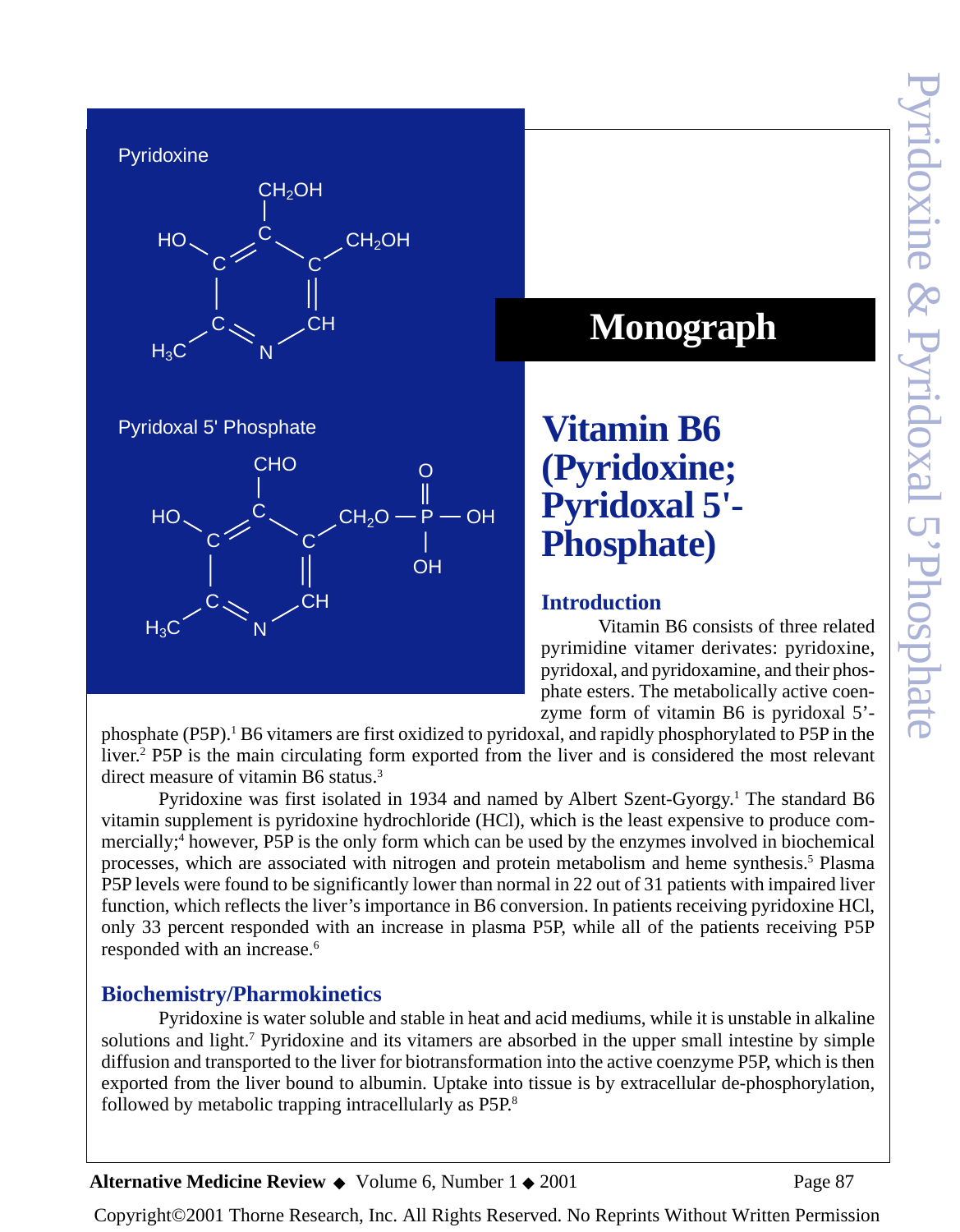Pyridoxine

Pyridoxal 5' Phosphate

# Monograph

# Vitamin B6 (Pyridoxine; Pyridoxal 5'-Phosphate)

## Introduction

Vitamin B6 consists of three related pyrimidine vitamer derivates: pyridoxine, pyridoxal, and pyridoxamine, and their phosphate esters. The metabolically active coenzyme form of vitamin B6 is pyridoxal 5'-phosphate (P5P).[1] B6 vitamers are first oxidized to pyridoxal, and rapidly phosphorylated to P5P in the liver.[2] P5P is the main circulating form exported from the liver and is considered the most relevant direct measure of vitamin B6 status.[3]

Pyridoxine was first isolated in 1934 and named by Albert Szent-Gyorgy.[1] The standard B6 vitamin supplement is pyridoxine hydrochloride (HCl), which is the least expensive to produce commercially;[4] however, P5P is the only form which can be used by the enzymes involved in biochemical processes, which are associated with nitrogen and protein metabolism and heme synthesis.[5] Plasma P5P levels were found to be significantly lower than normal in 22 out of 31 patients with impaired liver function, which reflects the liver's importance in B6 conversion. In patients receiving pyridoxine HCl, only 33 percent responded with an increase in plasma P5P, while all of the patients receiving P5P responded with an increase.[6]

## Biochemistry/Pharmokinetics

Pyridoxine is water soluble and stable in heat and acid mediums, while it is unstable in alkaline solutions and light.[7] Pyridoxine and its vitamers are absorbed in the upper small intestine by simple diffusion and transported to the liver for biotransformation into the active coenzyme P5P, which is then exported from the liver bound to albumin. Uptake into tissue is by extracellular de-phosphorylation, followed by metabolic trapping intracellularly as P5P.[8]

Copyright©2001 Thorne Research, Inc. All Rights Reserved. No Reprints Without Written Permission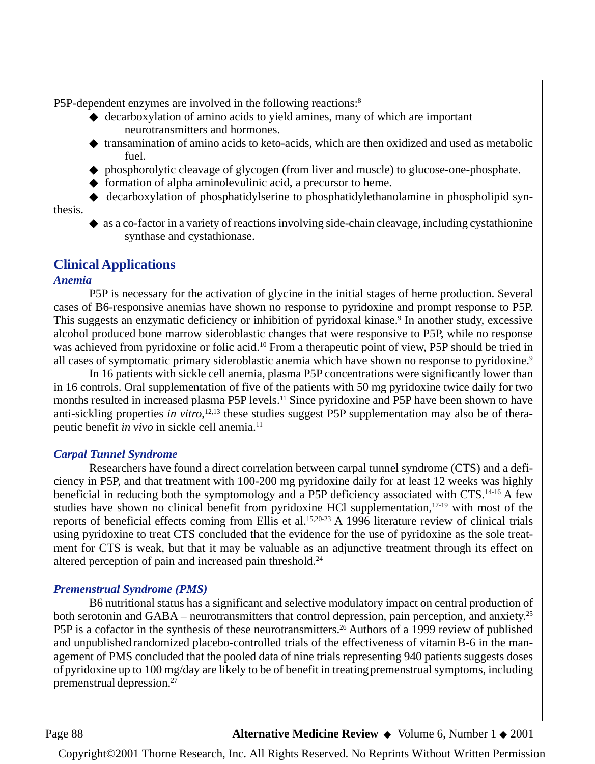P5P-dependent enzymes are involved in the following reactions:[8]

- decarboxylation of amino acids to yield amines, many of which are important neurotransmitters and hormones.
- transamination of amino acids to keto-acids, which are then oxidized and used as metabolic fuel.
- phosphorolytic cleavage of glycogen (from liver and muscle) to glucose-one-phosphate.
- formation of alpha aminolevulinic acid, a precursor to heme.
- decarboxylation of phosphatidylserine to phosphatidylethanolamine in phospholipid synthesis.
- as a co-factor in a variety of reactions involving side-chain cleavage, including cystathionine synthase and cystathionase.

## Clinical Applications

### *Anemia*

P5P is necessary for the activation of glycine in the initial stages of heme production. Several cases of B6-responsive anemias have shown no response to pyridoxine and prompt response to P5P. This suggests an enzymatic deficiency or inhibition of pyridoxal kinase.[9] In another study, excessive alcohol produced bone marrow sideroblastic changes that were responsive to P5P, while no response was achieved from pyridoxine or folic acid.[10] From a therapeutic point of view, P5P should be tried in all cases of symptomatic primary sideroblastic anemia which have shown no response to pyridoxine.[9]

In 16 patients with sickle cell anemia, plasma P5P concentrations were significantly lower than in 16 controls. Oral supplementation of five of the patients with 50 mg pyridoxine twice daily for two months resulted in increased plasma P5P levels.[11] Since pyridoxine and P5P have been shown to have anti-sickling properties *in vitro*,[12,13] these studies suggest P5P supplementation may also be of therapeutic benefit *in vivo* in sickle cell anemia.[11]

### *Carpal Tunnel Syndrome*

Researchers have found a direct correlation between carpal tunnel syndrome (CTS) and a deficiency in P5P, and that treatment with 100-200 mg pyridoxine daily for at least 12 weeks was highly beneficial in reducing both the symptomology and a P5P deficiency associated with CTS.[14-16] A few studies have shown no clinical benefit from pyridoxine HCl supplementation,[17-19] with most of the reports of beneficial effects coming from Ellis et al.[15,20-23] A 1996 literature review of clinical trials using pyridoxine to treat CTS concluded that the evidence for the use of pyridoxine as the sole treatment for CTS is weak, but that it may be valuable as an adjunctive treatment through its effect on altered perception of pain and increased pain threshold.[24]

### *Premenstrual Syndrome (PMS)*

B6 nutritional status has a significant and selective modulatory impact on central production of both serotonin and GABA – neurotransmitters that control depression, pain perception, and anxiety.[25] P5P is a cofactor in the synthesis of these neurotransmitters.[26] Authors of a 1999 review of published and unpublished randomized placebo-controlled trials of the effectiveness of vitamin B-6 in the management of PMS concluded that the pooled data of nine trials representing 940 patients suggests doses of pyridoxine up to 100 mg/day are likely to be of benefit in treating premenstrual symptoms, including premenstrual depression.[27]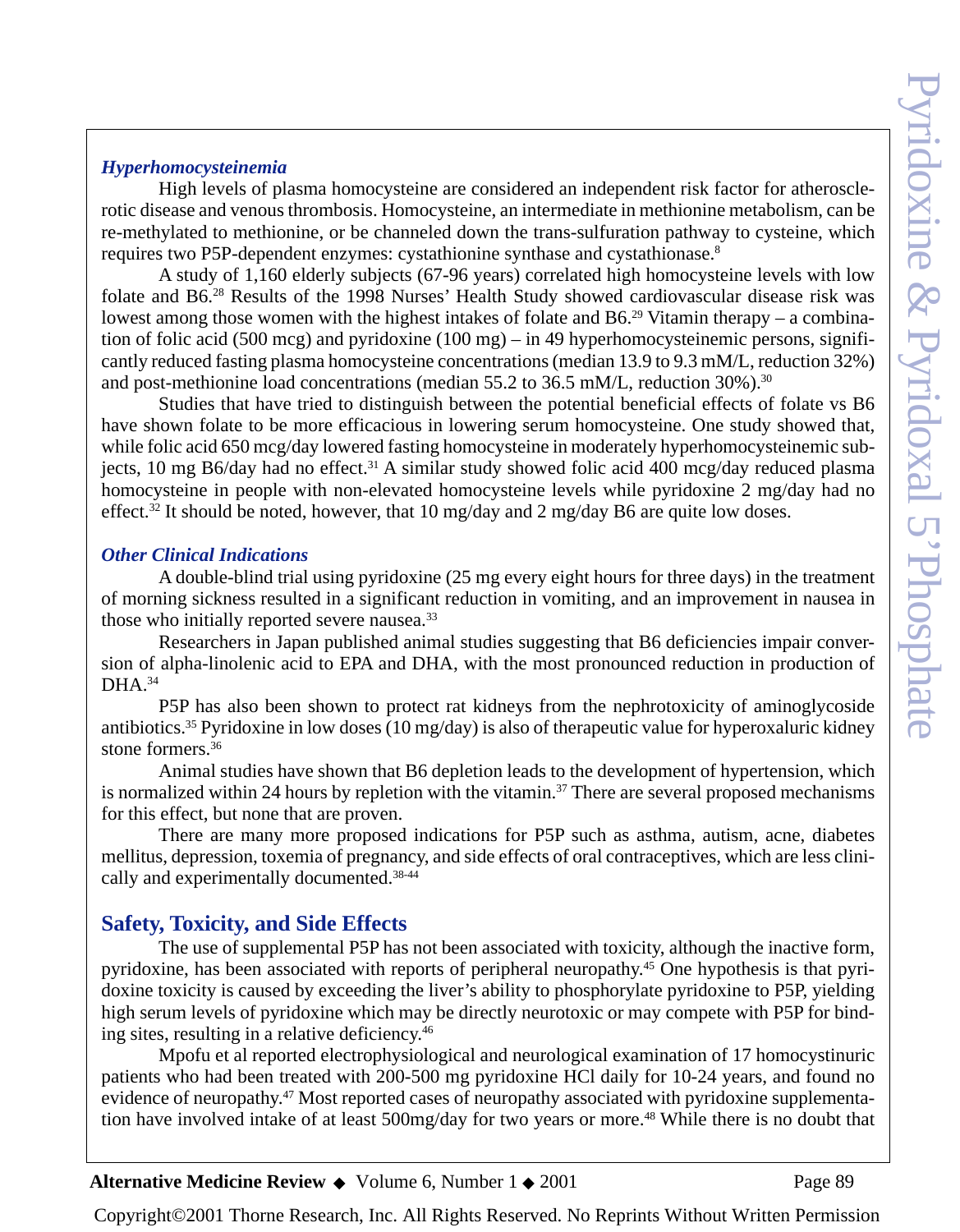### *Hyperhomocysteinemia*

High levels of plasma homocysteine are considered an independent risk factor for atherosclerotic disease and venous thrombosis. Homocysteine, an intermediate in methionine metabolism, can be re-methylated to methionine, or be channeled down the trans-sulfuration pathway to cysteine, which requires two P5P-dependent enzymes: cystathionine synthase and cystathionase.[8]

A study of 1,160 elderly subjects (67-96 years) correlated high homocysteine levels with low folate and B6.[28] Results of the 1998 Nurses' Health Study showed cardiovascular disease risk was lowest among those women with the highest intakes of folate and B6.[29] Vitamin therapy – a combination of folic acid (500 mcg) and pyridoxine (100 mg) – in 49 hyperhomocysteinemic persons, significantly reduced fasting plasma homocysteine concentrations (median 13.9 to 9.3 mM/L, reduction 32%) and post-methionine load concentrations (median 55.2 to 36.5 mM/L, reduction 30%).[30]

Studies that have tried to distinguish between the potential beneficial effects of folate vs B6 have shown folate to be more efficacious in lowering serum homocysteine. One study showed that, while folic acid 650 mcg/day lowered fasting homocysteine in moderately hyperhomocysteinemic subjects, 10 mg B6/day had no effect.[31] A similar study showed folic acid 400 mcg/day reduced plasma homocysteine in people with non-elevated homocysteine levels while pyridoxine 2 mg/day had no effect.[32] It should be noted, however, that 10 mg/day and 2 mg/day B6 are quite low doses.

### *Other Clinical Indications*

A double-blind trial using pyridoxine (25 mg every eight hours for three days) in the treatment of morning sickness resulted in a significant reduction in vomiting, and an improvement in nausea in those who initially reported severe nausea.[33]

Researchers in Japan published animal studies suggesting that B6 deficiencies impair conversion of alpha-linolenic acid to EPA and DHA, with the most pronounced reduction in production of DHA.[34]

P5P has also been shown to protect rat kidneys from the nephrotoxicity of aminoglycoside antibiotics.[35] Pyridoxine in low doses (10 mg/day) is also of therapeutic value for hyperoxaluric kidney stone formers.[36]

Animal studies have shown that B6 depletion leads to the development of hypertension, which is normalized within 24 hours by repletion with the vitamin.[37] There are several proposed mechanisms for this effect, but none that are proven.

There are many more proposed indications for P5P such as asthma, autism, acne, diabetes mellitus, depression, toxemia of pregnancy, and side effects of oral contraceptives, which are less clinically and experimentally documented.[38-44]

## Safety, Toxicity, and Side Effects

The use of supplemental P5P has not been associated with toxicity, although the inactive form, pyridoxine, has been associated with reports of peripheral neuropathy.[45] One hypothesis is that pyridoxine toxicity is caused by exceeding the liver's ability to phosphorylate pyridoxine to P5P, yielding high serum levels of pyridoxine which may be directly neurotoxic or may compete with P5P for binding sites, resulting in a relative deficiency.[46]

Mpofu et al reported electrophysiological and neurological examination of 17 homocystinuric patients who had been treated with 200-500 mg pyridoxine HCl daily for 10-24 years, and found no evidence of neuropathy.[47] Most reported cases of neuropathy associated with pyridoxine supplementation have involved intake of at least 500mg/day for two years or more.[48] While there is no doubt that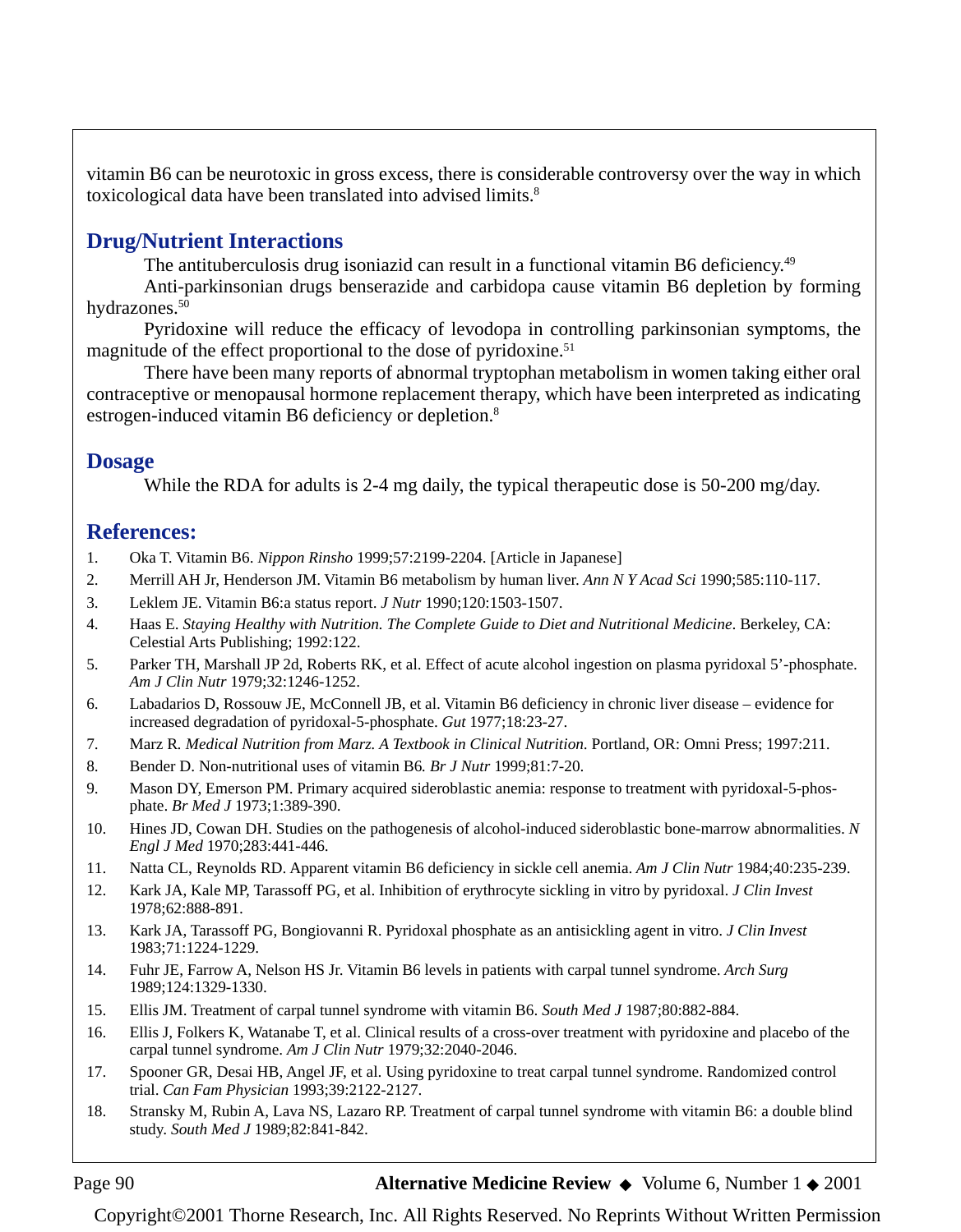vitamin B6 can be neurotoxic in gross excess, there is considerable controversy over the way in which toxicological data have been translated into advised limits.[8]

## Drug/Nutrient Interactions

The antituberculosis drug isoniazid can result in a functional vitamin B6 deficiency.[49]

Anti-parkinsonian drugs benserazide and carbidopa cause vitamin B6 depletion by forming hydrazones.[50]

Pyridoxine will reduce the efficacy of levodopa in controlling parkinsonian symptoms, the magnitude of the effect proportional to the dose of pyridoxine.[51]

There have been many reports of abnormal tryptophan metabolism in women taking either oral contraceptive or menopausal hormone replacement therapy, which have been interpreted as indicating estrogen-induced vitamin B6 deficiency or depletion.[8]

## Dosage

While the RDA for adults is 2-4 mg daily, the typical therapeutic dose is 50-200 mg/day.

## References:

1. Oka T. Vitamin B6. *Nippon Rinsho* 1999;57:2199-2204. [Article in Japanese]
2. Merrill AH Jr, Henderson JM. Vitamin B6 metabolism by human liver. *Ann N Y Acad Sci* 1990;585:110-117.
3. Leklem JE. Vitamin B6:a status report. *J Nutr* 1990;120:1503-1507.
4. Haas E. *Staying Healthy with Nutrition. The Complete Guide to Diet and Nutritional Medicine*. Berkeley, CA: Celestial Arts Publishing; 1992:122.
5. Parker TH, Marshall JP 2d, Roberts RK, et al. Effect of acute alcohol ingestion on plasma pyridoxal 5'-phosphate. *Am J Clin Nutr* 1979;32:1246-1252.
6. Labadarios D, Rossouw JE, McConnell JB, et al. Vitamin B6 deficiency in chronic liver disease – evidence for increased degradation of pyridoxal-5-phosphate. *Gut* 1977;18:23-27.
7. Marz R. *Medical Nutrition from Marz. A Textbook in Clinical Nutrition*. Portland, OR: Omni Press; 1997:211.
8. Bender D. Non-nutritional uses of vitamin B6*. Br J Nutr* 1999;81:7-20.
9. Mason DY, Emerson PM. Primary acquired sideroblastic anemia: response to treatment with pyridoxal-5-phosphate. *Br Med J* 1973;1:389-390.
10. Hines JD, Cowan DH. Studies on the pathogenesis of alcohol-induced sideroblastic bone-marrow abnormalities. *N Engl J Med* 1970;283:441-446.
11. Natta CL, Reynolds RD. Apparent vitamin B6 deficiency in sickle cell anemia. *Am J Clin Nutr* 1984;40:235-239.
12. Kark JA, Kale MP, Tarassoff PG, et al. Inhibition of erythrocyte sickling in vitro by pyridoxal. *J Clin Invest* 1978;62:888-891.
13. Kark JA, Tarassoff PG, Bongiovanni R. Pyridoxal phosphate as an antisickling agent in vitro. *J Clin Invest* 1983;71:1224-1229.
14. Fuhr JE, Farrow A, Nelson HS Jr. Vitamin B6 levels in patients with carpal tunnel syndrome. *Arch Surg* 1989;124:1329-1330.
15. Ellis JM. Treatment of carpal tunnel syndrome with vitamin B6. *South Med J* 1987;80:882-884.
16. Ellis J, Folkers K, Watanabe T, et al. Clinical results of a cross-over treatment with pyridoxine and placebo of the carpal tunnel syndrome. *Am J Clin Nutr* 1979;32:2040-2046.
17. Spooner GR, Desai HB, Angel JF, et al. Using pyridoxine to treat carpal tunnel syndrome. Randomized control trial. *Can Fam Physician* 1993;39:2122-2127.
18. Stransky M, Rubin A, Lava NS, Lazaro RP. Treatment of carpal tunnel syndrome with vitamin B6: a double blind study. *South Med J* 1989;82:841-842.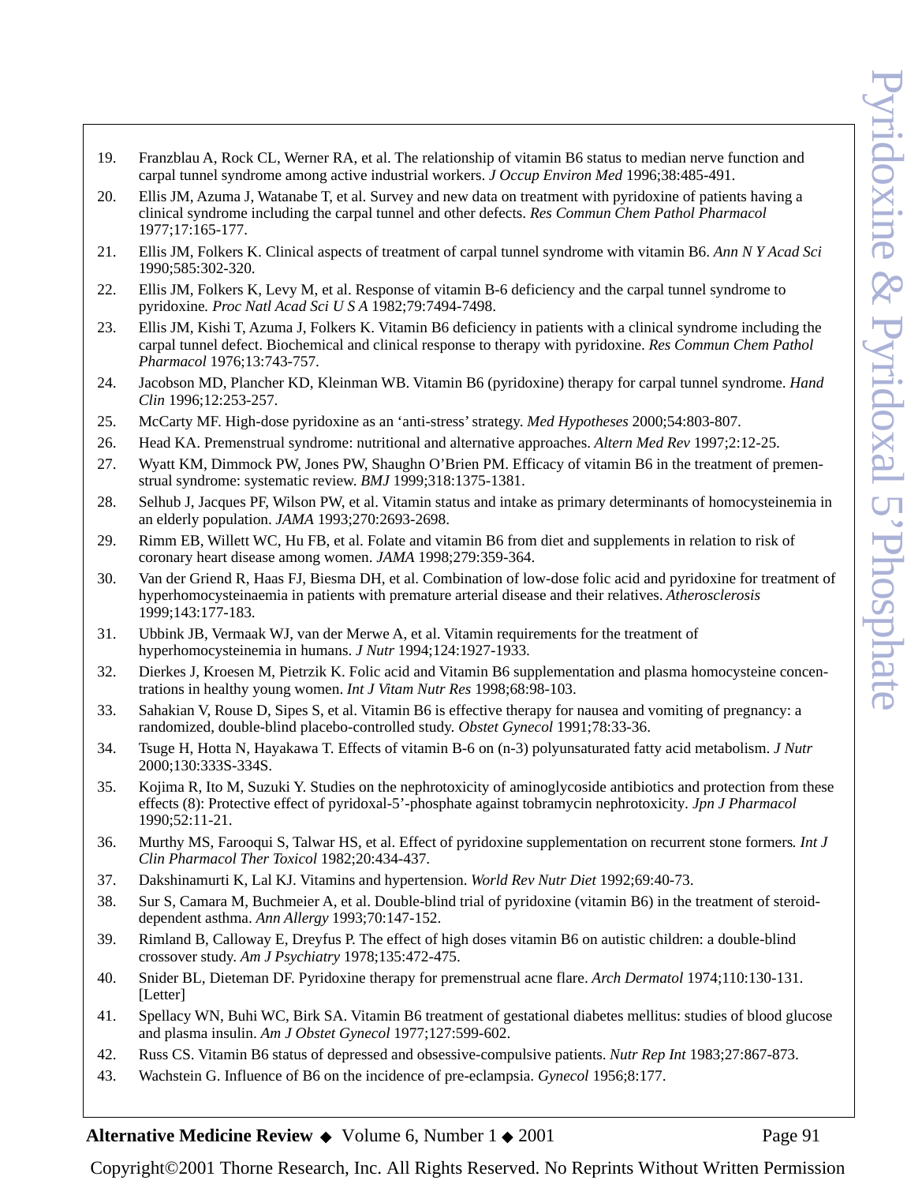19. Franzblau A, Rock CL, Werner RA, et al. The relationship of vitamin B6 status to median nerve function and carpal tunnel syndrome among active industrial workers. *J Occup Environ Med* 1996;38:485-491.
20. Ellis JM, Azuma J, Watanabe T, et al. Survey and new data on treatment with pyridoxine of patients having a clinical syndrome including the carpal tunnel and other defects. *Res Commun Chem Pathol Pharmacol* 1977;17:165-177.
21. Ellis JM, Folkers K. Clinical aspects of treatment of carpal tunnel syndrome with vitamin B6. *Ann N Y Acad Sci* 1990;585:302-320.
22. Ellis JM, Folkers K, Levy M, et al. Response of vitamin B-6 deficiency and the carpal tunnel syndrome to pyridoxine. *Proc Natl Acad Sci U S A* 1982;79:7494-7498.
23. Ellis JM, Kishi T, Azuma J, Folkers K. Vitamin B6 deficiency in patients with a clinical syndrome including the carpal tunnel defect. Biochemical and clinical response to therapy with pyridoxine. *Res Commun Chem Pathol Pharmacol* 1976;13:743-757.
24. Jacobson MD, Plancher KD, Kleinman WB. Vitamin B6 (pyridoxine) therapy for carpal tunnel syndrome. *Hand Clin* 1996;12:253-257.
25. McCarty MF. High-dose pyridoxine as an 'anti-stress' strategy. *Med Hypotheses* 2000;54:803-807.
26. Head KA. Premenstrual syndrome: nutritional and alternative approaches. *Altern Med Rev* 1997;2:12-25.
27. Wyatt KM, Dimmock PW, Jones PW, Shaughn O'Brien PM. Efficacy of vitamin B6 in the treatment of premenstrual syndrome: systematic review. *BMJ* 1999;318:1375-1381.
28. Selhub J, Jacques PF, Wilson PW, et al. Vitamin status and intake as primary determinants of homocysteinemia in an elderly population. *JAMA* 1993;270:2693-2698.
29. Rimm EB, Willett WC, Hu FB, et al. Folate and vitamin B6 from diet and supplements in relation to risk of coronary heart disease among women. *JAMA* 1998;279:359-364.
30. Van der Griend R, Haas FJ, Biesma DH, et al. Combination of low-dose folic acid and pyridoxine for treatment of hyperhomocysteinaemia in patients with premature arterial disease and their relatives. *Atherosclerosis* 1999;143:177-183.
31. Ubbink JB, Vermaak WJ, van der Merwe A, et al. Vitamin requirements for the treatment of hyperhomocysteinemia in humans. *J Nutr* 1994;124:1927-1933.
32. Dierkes J, Kroesen M, Pietrzik K. Folic acid and Vitamin B6 supplementation and plasma homocysteine concentrations in healthy young women. *Int J Vitam Nutr Res* 1998;68:98-103.
33. Sahakian V, Rouse D, Sipes S, et al. Vitamin B6 is effective therapy for nausea and vomiting of pregnancy: a randomized, double-blind placebo-controlled study. *Obstet Gynecol* 1991;78:33-36.
34. Tsuge H, Hotta N, Hayakawa T. Effects of vitamin B-6 on (n-3) polyunsaturated fatty acid metabolism. *J Nutr* 2000;130:333S-334S.
35. Kojima R, Ito M, Suzuki Y. Studies on the nephrotoxicity of aminoglycoside antibiotics and protection from these effects (8): Protective effect of pyridoxal-5'-phosphate against tobramycin nephrotoxicity. *Jpn J Pharmacol* 1990;52:11-21.
36. Murthy MS, Farooqui S, Talwar HS, et al. Effect of pyridoxine supplementation on recurrent stone formers. *Int J Clin Pharmacol Ther Toxicol* 1982;20:434-437.
37. Dakshinamurti K, Lal KJ. Vitamins and hypertension. *World Rev Nutr Diet* 1992;69:40-73.
38. Sur S, Camara M, Buchmeier A, et al. Double-blind trial of pyridoxine (vitamin B6) in the treatment of steroid-dependent asthma. *Ann Allergy* 1993;70:147-152.
39. Rimland B, Calloway E, Dreyfus P. The effect of high doses vitamin B6 on autistic children: a double-blind crossover study. *Am J Psychiatry* 1978;135:472-475.
40. Snider BL, Dieteman DF. Pyridoxine therapy for premenstrual acne flare. *Arch Dermatol* 1974;110:130-131. [Letter]
41. Spellacy WN, Buhi WC, Birk SA. Vitamin B6 treatment of gestational diabetes mellitus: studies of blood glucose and plasma insulin. *Am J Obstet Gynecol* 1977;127:599-602.
42. Russ CS. Vitamin B6 status of depressed and obsessive-compulsive patients. *Nutr Rep Int* 1983;27:867-873.
43. Wachstein G. Influence of B6 on the incidence of pre-eclampsia. *Gynecol* 1956;8:177.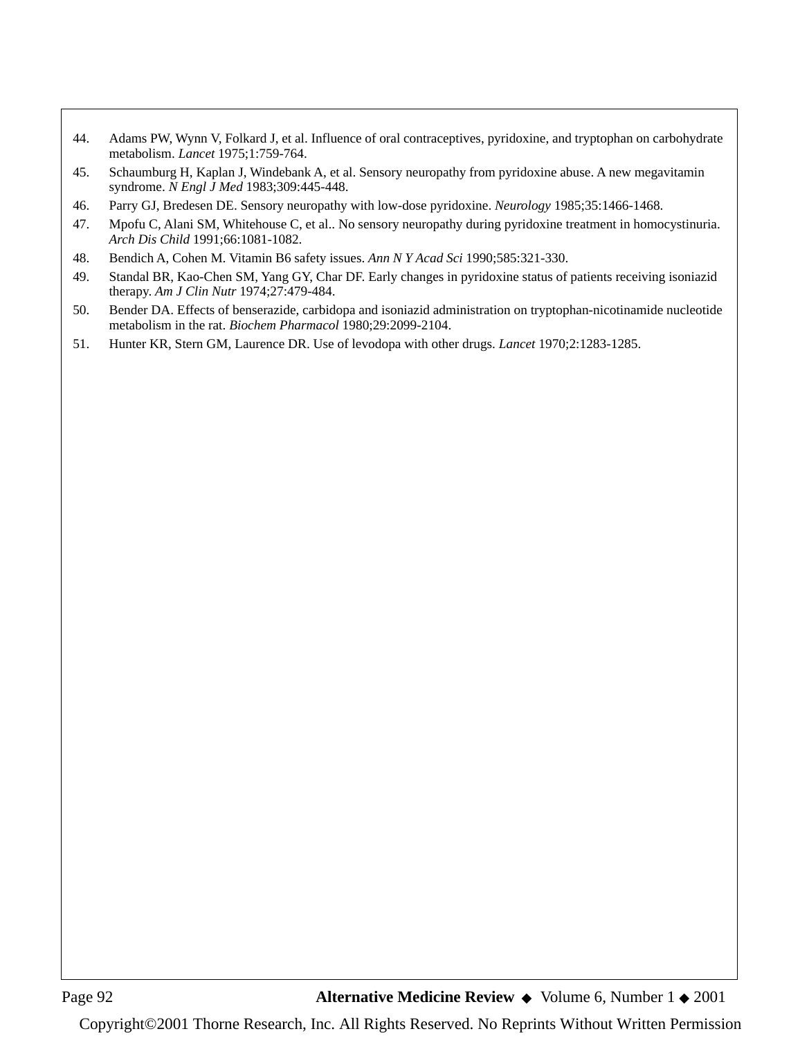44. Adams PW, Wynn V, Folkard J, et al. Influence of oral contraceptives, pyridoxine, and tryptophan on carbohydrate metabolism. *Lancet* 1975;1:759-764.
45. Schaumburg H, Kaplan J, Windebank A, et al. Sensory neuropathy from pyridoxine abuse. A new megavitamin syndrome. *N Engl J Med* 1983;309:445-448.
46. Parry GJ, Bredesen DE. Sensory neuropathy with low-dose pyridoxine. *Neurology* 1985;35:1466-1468.
47. Mpofu C, Alani SM, Whitehouse C, et al.. No sensory neuropathy during pyridoxine treatment in homocystinuria. *Arch Dis Child* 1991;66:1081-1082.
48. Bendich A, Cohen M. Vitamin B6 safety issues. *Ann N Y Acad Sci* 1990;585:321-330.
49. Standal BR, Kao-Chen SM, Yang GY, Char DF. Early changes in pyridoxine status of patients receiving isoniazid therapy. *Am J Clin Nutr* 1974;27:479-484.
50. Bender DA. Effects of benserazide, carbidopa and isoniazid administration on tryptophan-nicotinamide nucleotide metabolism in the rat. *Biochem Pharmacol* 1980;29:2099-2104.
51. Hunter KR, Stern GM, Laurence DR. Use of levodopa with other drugs. *Lancet* 1970;2:1283-1285.

Copyright©2001 Thorne Research, Inc. All Rights Reserved. No Reprints Without Written Permission